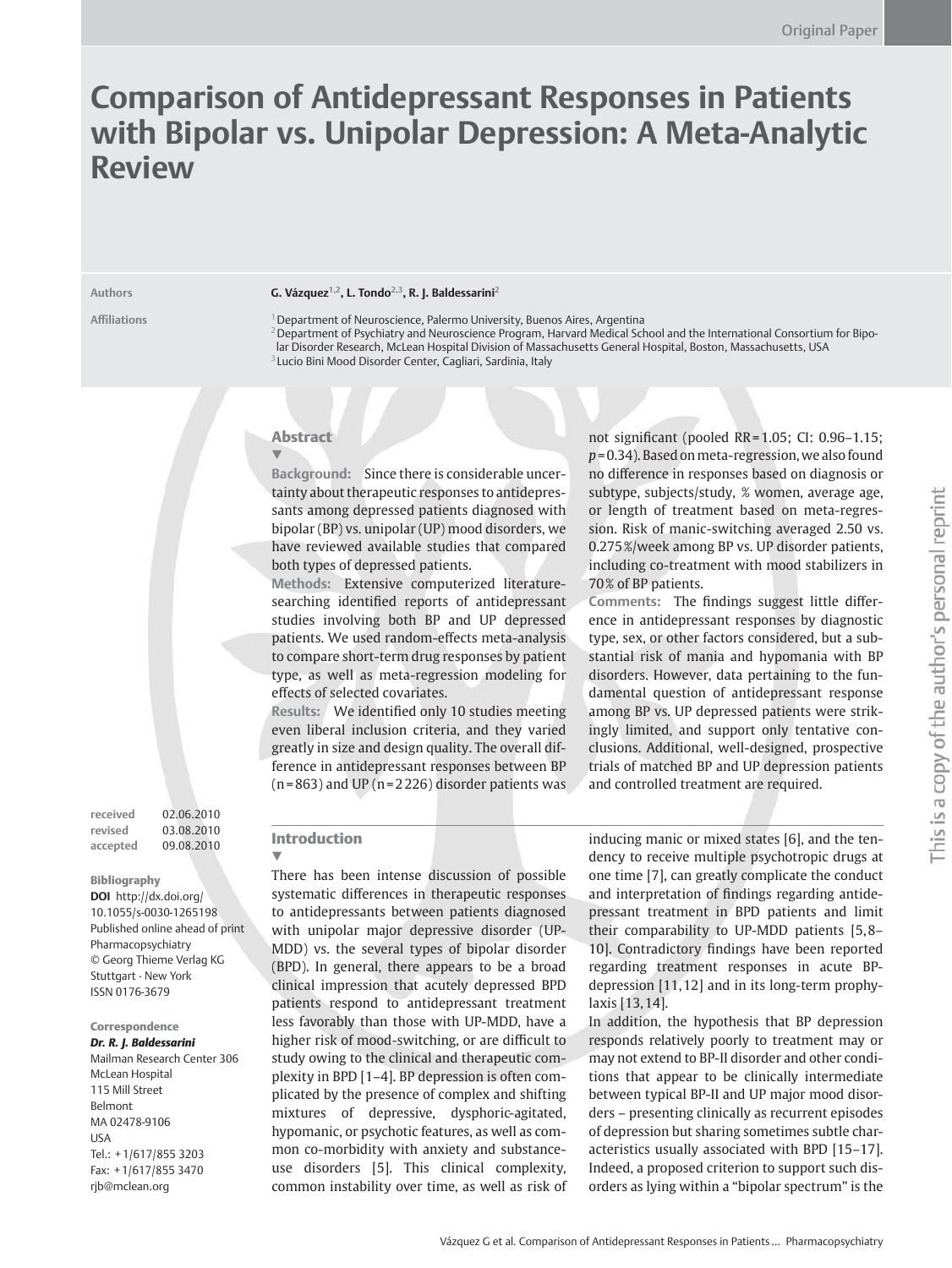Original Paper

# Comparison of Antidepressant Responses in Patients with Bipolar vs. Unipolar Depression: A Meta-Analytic Review

**Authors** G. Vázquez[1,2], L. Tondo[2,3], R. J. Baldessarini[2]

**Affiliations**
[1] Department of Neuroscience, Palermo University, Buenos Aires, Argentina
[2] Department of Psychiatry and Neuroscience Program, Harvard Medical School and the International Consortium for Bipolar Disorder Research, McLean Hospital Division of Massachusetts General Hospital, Boston, Massachusetts, USA
[3] Lucio Bini Mood Disorder Center, Cagliari, Sardinia, Italy

## Abstract

**Background:** Since there is considerable uncertainty about therapeutic responses to antidepressants among depressed patients diagnosed with bipolar (BP) vs. unipolar (UP) mood disorders, we have reviewed available studies that compared both types of depressed patients.

**Methods:** Extensive computerized literature-searching identified reports of antidepressant studies involving both BP and UP depressed patients. We used random-effects meta-analysis to compare short-term drug responses by patient type, as well as meta-regression modeling for effects of selected covariates.

**Results:** We identified only 10 studies meeting even liberal inclusion criteria, and they varied greatly in size and design quality. The overall difference in antidepressant responses between BP (n=863) and UP (n=2 226) disorder patients was not significant (pooled RR=1.05; CI: 0.96–1.15; $p=0.34$). Based on meta-regression, we also found no difference in responses based on diagnosis or subtype, subjects/study, % women, average age, or length of treatment based on meta-regression. Risk of manic-switching averaged 2.50 vs. 0.275 %/week among BP vs. UP disorder patients, including co-treatment with mood stabilizers in 70 % of BP patients.

**Comments:** The findings suggest little difference in antidepressant responses by diagnostic type, sex, or other factors considered, but a substantial risk of mania and hypomania with BP disorders. However, data pertaining to the fundamental question of antidepressant response among BP vs. UP depressed patients were strikingly limited, and support only tentative conclusions. Additional, well-designed, prospective trials of matched BP and UP depression patients and controlled treatment are required.

**received** 02.06.2010
**revised** 03.08.2010
**accepted** 09.08.2010

**Bibliography**
**DOI** http://dx.doi.org/10.1055/s-0030-1265198
Published online ahead of print
Pharmacopsychiatry
© Georg Thieme Verlag KG Stuttgart · New York
ISSN 0176-3679

**Correspondence**
***Dr. R. J. Baldessarini***
Mailman Research Center 306
McLean Hospital
115 Mill Street
Belmont
MA 02478-9106
USA
Tel.: +1/617/855 3203
Fax: +1/617/855 3470
rjb@mclean.org

## Introduction

There has been intense discussion of possible systematic differences in therapeutic responses to antidepressants between patients diagnosed with unipolar major depressive disorder (UP-MDD) vs. the several types of bipolar disorder (BPD). In general, there appears to be a broad clinical impression that acutely depressed BPD patients respond to antidepressant treatment less favorably than those with UP-MDD, have a higher risk of mood-switching, or are difficult to study owing to the clinical and therapeutic complexity in BPD [1–4]. BP depression is often complicated by the presence of complex and shifting mixtures of depressive, dysphoric-agitated, hypomanic, or psychotic features, as well as common co-morbidity with anxiety and substance-use disorders [5]. This clinical complexity, common instability over time, as well as risk of inducing manic or mixed states [6], and the tendency to receive multiple psychotropic drugs at one time [7], can greatly complicate the conduct and interpretation of findings regarding antidepressant treatment in BPD patients and limit their comparability to UP-MDD patients [5,8–10]. Contradictory findings have been reported regarding treatment responses in acute BP-depression [11,12] and in its long-term prophylaxis [13,14].

In addition, the hypothesis that BP depression responds relatively poorly to treatment may or may not extend to BP-II disorder and other conditions that appear to be clinically intermediate between typical BP-II and UP major mood disorders – presenting clinically as recurrent episodes of depression but sharing sometimes subtle characteristics usually associated with BPD [15–17]. Indeed, a proposed criterion to support such disorders as lying within a "bipolar spectrum" is the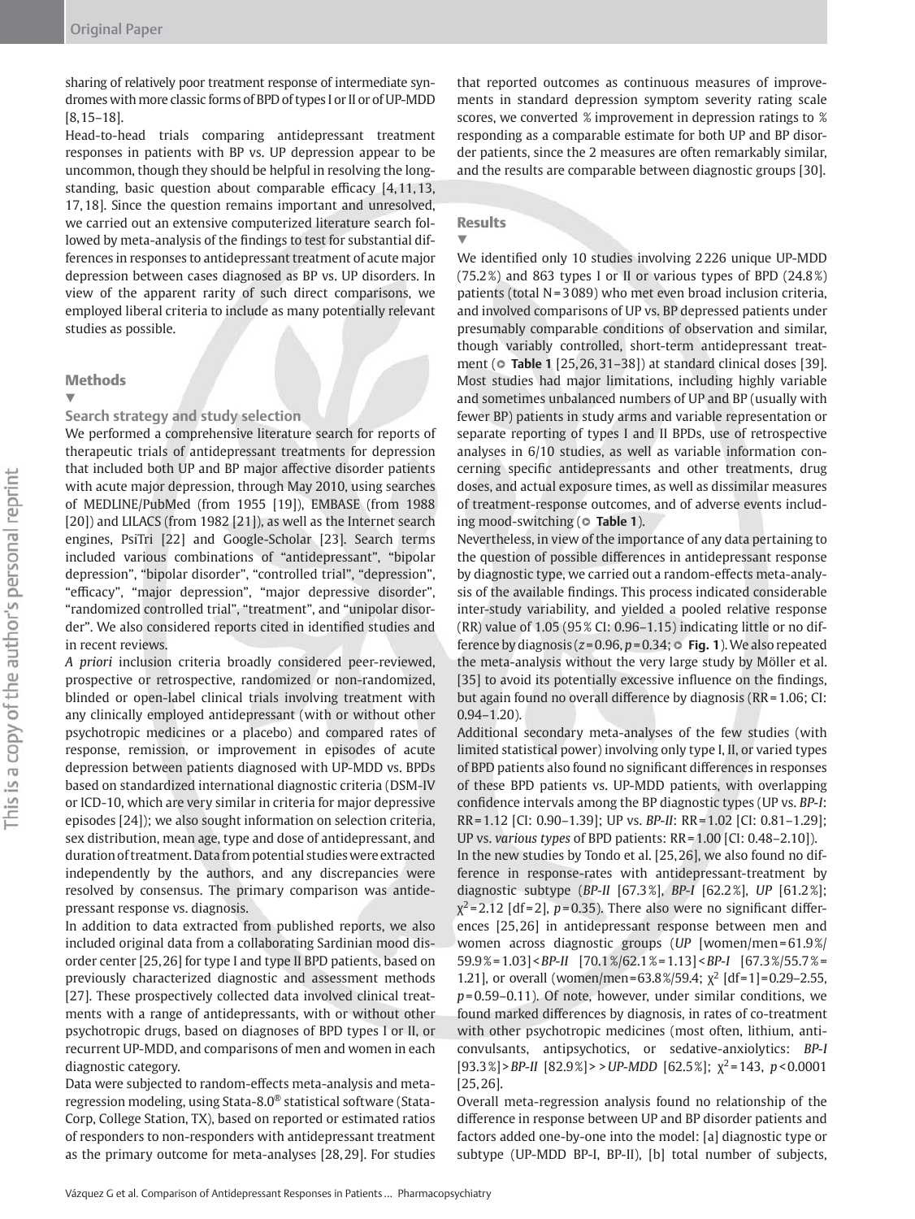sharing of relatively poor treatment response of intermediate syndromes with more classic forms of BPD of types I or II or of UP-MDD [8,15–18].

Head-to-head trials comparing antidepressant treatment responses in patients with BP vs. UP depression appear to be uncommon, though they should be helpful in resolving the long-standing, basic question about comparable efficacy [4,11,13,17,18]. Since the question remains important and unresolved, we carried out an extensive computerized literature search followed by meta-analysis of the findings to test for substantial differences in responses to antidepressant treatment of acute major depression between cases diagnosed as BP vs. UP disorders. In view of the apparent rarity of such direct comparisons, we employed liberal criteria to include as many potentially relevant studies as possible.

## Methods

### Search strategy and study selection

We performed a comprehensive literature search for reports of therapeutic trials of antidepressant treatments for depression that included both UP and BP major affective disorder patients with acute major depression, through May 2010, using searches of MEDLINE/PubMed (from 1955 [19]), EMBASE (from 1988 [20]) and LILACS (from 1982 [21]), as well as the Internet search engines, PsiTri [22] and Google-Scholar [23]. Search terms included various combinations of "antidepressant", "bipolar depression", "bipolar disorder", "controlled trial", "depression", "efficacy", "major depression", "major depressive disorder", "randomized controlled trial", "treatment", and "unipolar disorder". We also considered reports cited in identified studies and in recent reviews.

*A priori* inclusion criteria broadly considered peer-reviewed, prospective or retrospective, randomized or non-randomized, blinded or open-label clinical trials involving treatment with any clinically employed antidepressant (with or without other psychotropic medicines or a placebo) and compared rates of response, remission, or improvement in episodes of acute depression between patients diagnosed with UP-MDD vs. BPDs based on standardized international diagnostic criteria (DSM-IV or ICD-10, which are very similar in criteria for major depressive episodes [24]); we also sought information on selection criteria, sex distribution, mean age, type and dose of antidepressant, and duration of treatment. Data from potential studies were extracted independently by the authors, and any discrepancies were resolved by consensus. The primary comparison was antidepressant response vs. diagnosis.

In addition to data extracted from published reports, we also included original data from a collaborating Sardinian mood disorder center [25,26] for type I and type II BPD patients, based on previously characterized diagnostic and assessment methods [27]. These prospectively collected data involved clinical treatments with a range of antidepressants, with or without other psychotropic drugs, based on diagnoses of BPD types I or II, or recurrent UP-MDD, and comparisons of men and women in each diagnostic category.

Data were subjected to random-effects meta-analysis and meta-regression modeling, using Stata-8.0® statistical software (StataCorp, College Station, TX), based on reported or estimated ratios of responders to non-responders with antidepressant treatment as the primary outcome for meta-analyses [28,29]. For studies that reported outcomes as continuous measures of improvements in standard depression symptom severity rating scale scores, we converted % improvement in depression ratings to % responding as a comparable estimate for both UP and BP disorder patients, since the 2 measures are often remarkably similar, and the results are comparable between diagnostic groups [30].

## Results

We identified only 10 studies involving 2 226 unique UP-MDD (75.2 %) and 863 types I or II or various types of BPD (24.8 %) patients (total N = 3 089) who met even broad inclusion criteria, and involved comparisons of UP vs. BP depressed patients under presumably comparable conditions of observation and similar, though variably controlled, short-term antidepressant treatment (**Table 1** [25,26,31–38]) at standard clinical doses [39]. Most studies had major limitations, including highly variable and sometimes unbalanced numbers of UP and BP (usually with fewer BP) patients in study arms and variable representation or separate reporting of types I and II BPDs, use of retrospective analyses in 6/10 studies, as well as variable information concerning specific antidepressants and other treatments, drug doses, and actual exposure times, as well as dissimilar measures of treatment-response outcomes, and of adverse events including mood-switching (**Table 1**).

Nevertheless, in view of the importance of any data pertaining to the question of possible differences in antidepressant response by diagnostic type, we carried out a random-effects meta-analysis of the available findings. This process indicated considerable inter-study variability, and yielded a pooled relative response (RR) value of 1.05 (95 % CI: 0.96–1.15) indicating little or no difference by diagnosis ($z = 0.96$, $p = 0.34$; **Fig. 1**). We also repeated the meta-analysis without the very large study by Möller et al. [35] to avoid its potentially excessive influence on the findings, but again found no overall difference by diagnosis (RR = 1.06; CI: 0.94–1.20).

Additional secondary meta-analyses of the few studies (with limited statistical power) involving only type I, II, or varied types of BPD patients also found no significant differences in responses of these BPD patients vs. UP-MDD patients, with overlapping confidence intervals among the BP diagnostic types (UP vs. *BP-I*: RR = 1.12 [CI: 0.90–1.39]; UP vs. *BP-II*: RR = 1.02 [CI: 0.81–1.29]; UP vs. *various types* of BPD patients: RR = 1.00 [CI: 0.48–2.10]).

In the new studies by Tondo et al. [25,26], we also found no difference in response-rates with antidepressant-treatment by diagnostic subtype (*BP-II* [67.3 %], *BP-I* [62.2 %], *UP* [61.2 %]; $\chi^2 = 2.12$ [df = 2], $p = 0.35$). There also were no significant differences [25,26] in antidepressant response between men and women across diagnostic groups (*UP* [women/men = 61.9 %/59.9 % = 1.03] < *BP-II* [70.1 %/62.1 % = 1.13] < *BP-I* [67.3 %/55.7 % = 1.21], or overall (women/men = 63.8 %/59.4; $\chi^2$ [df = 1] = 0.29–2.55, $p = 0.59$–0.11). Of note, however, under similar conditions, we found marked differences by diagnosis, in rates of co-treatment with other psychotropic medicines (most often, lithium, anticonvulsants, antipsychotics, or sedative-anxiolytics: *BP-I* [93.3 %] > *BP-II* [82.9 %] > > *UP-MDD* [62.5 %]; $\chi^2 = 143$, $p < 0.0001$ [25,26].

Overall meta-regression analysis found no relationship of the difference in response between UP and BP disorder patients and factors added one-by-one into the model: [a] diagnostic type or subtype (UP-MDD BP-I, BP-II), [b] total number of subjects,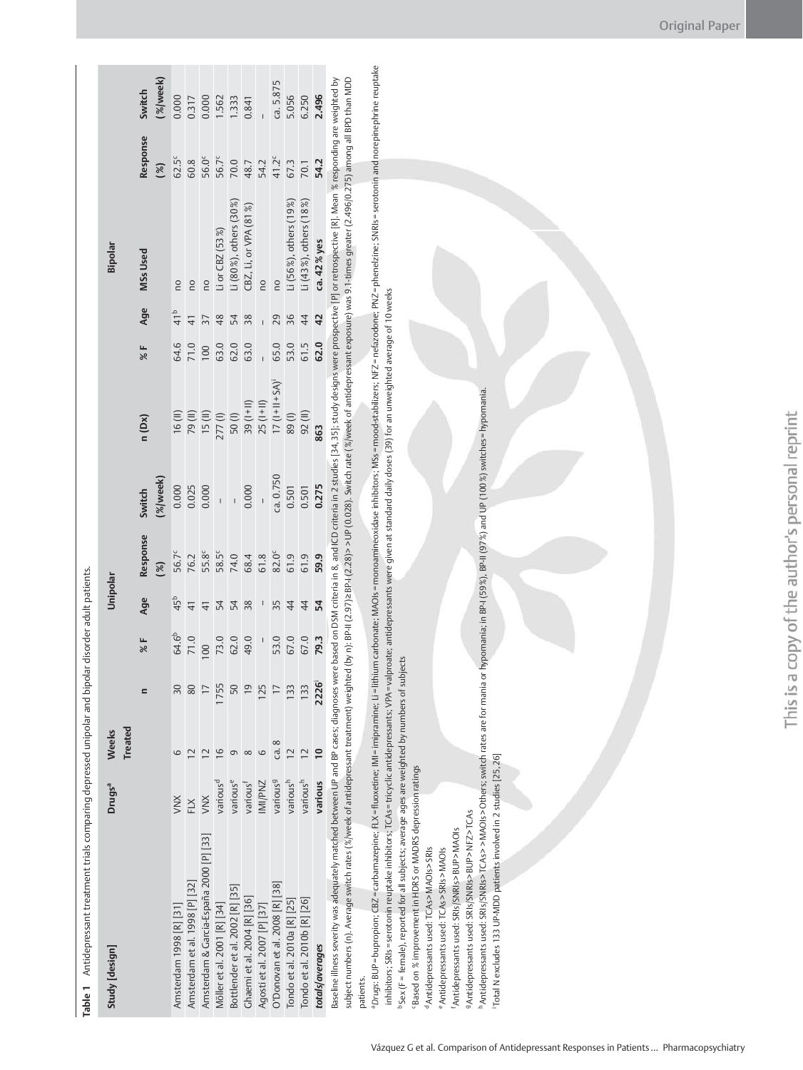**Table 1** Antidepressant treatment trials comparing depressed unipolar and bipolar disorder adult patients.

| Study [design] | Drugs[a] | Weeks Treated | Unipolar | | | | | Bipolar | | | | | |
|---|---|---|---|---|---|---|---|---|---|---|---|---|---|
| | | | n | % F | Age | Response (%) | Switch (%/week) | n (Dx) | % F | Age | MSs Used | Response (%) | Switch (%/week) |
| Amsterdam 1998 [R] [31] | VNX | 6 | 30 | 64.6[b] | 45[b] | 56.7[c] | 0.000 | 16 (II) | 64.6 | 41[b] | no | 62.5[c] | 0.000 |
| Amsterdam et al. 1998 [P] [32] | FLX | 12 | 80 | 71.0 | 41 | 76.2 | 0.025 | 79 (II) | 71.0 | 41 | no | 60.8 | 0.317 |
| Amsterdam & García-España 2000 [P] [33] | VNX | 12 | 17 | 100 | 41 | 55.8[c] | 0.000 | 15 (II) | 100 | 37 | no | 56.0[c] | 0.000 |
| Möller et al. 2001 [R] [34] | various[d] | 16 | 1755 | 73.0 | 54 | 58.5[c] | – | 277 (I) | 63.0 | 48 | Li or CBZ (53%) | 56.7[c] | 1.562 |
| Bottlender et al. 2002 [R] [35] | various[e] | 9 | 50 | 62.0 | 54 | 74.0 | – | 50 (I) | 62.0 | 54 | Li (80%), others (30%) | 70.0 | 1.333 |
| Ghaemi et al. 2004 [R] [36] | various[f] | 8 | 19 | 49.0 | 38 | 68.4 | 0.000 | 39 (I+II) | 63.0 | 38 | CBZ, Li, or VPA (81%) | 48.7 | 0.841 |
| Agosti et al. 2007 [P] [37] | IMI/PNZ | 6 | 125 | – | – | 61.8 | – | 25 (I+II) | – | – | no | 54.2 | – |
| O'Donovan et al. 2008 [R] [38] | various[g] | ca. 8 | 17 | 53.0 | 35 | 82.0[c] | ca. 0.750 | 17 (I+II+SA)[i] | 65.0 | 29 | no | 41.2[c] | ca. 5.875 |
| Tondo et al. 2010a [R] [25] | various[h] | 12 | 133 | 67.0 | 44 | 61.9 | 0.501 | 89 (I) | 53.0 | 36 | Li (56%), others (19%) | 67.3 | 5.056 |
| Tondo et al. 2010b [R] [26] | various[h] | 12 | 133 | 67.0 | 44 | 61.9 | 0.501 | 92 (II) | 61.5 | 44 | Li (43%), others (18%) | 70.1 | 6.250 |
| ***totals/averages*** | **various** | **10** | **2226**[i] | **79.3** | **54** | **59.9** | **0.275** | **863** | **62.0** | **42** | **ca. 42% yes** | **54.2** | **2.496** |

Baseline illness severity was adequately matched between UP and BP cases; diagnoses were based on DSM criteria in 8, and ICD criteria in 2 studies [34, 35]; study designs were prospective [P] or retrospective [R]. Mean % responding are weighted by subject numbers (n). Average switch rates (%/week of antidepressant treatment) weighted (by n): BP-II (2.97)≥BP-I (2.28)>>UP (0.028). Switch rate (%/week of antidepressant exposure) was 9.1-times greater (2.496/0.275) among all BPD than MDD patients.

[a]*Drugs*: BUP = bupropion; CBZ = carbamazepine; FLX = fluoxetine; IMI = imipramine; Li = lithium carbonate; MAOIs = monoamineoxidase inhibitors; MSs = mood-stabilizers; NFZ = nefazodone; PNZ = phenelzine; SNRIs = serotonin and norepinephrine reuptake inhibitors; SRIs = serotonin reuptake inhibitors; TCAs = tricyclic antidepressants; VPA = valproate; antidepressants were given at standard daily doses (39) for an unweighted average of 10 weeks

[b]Sex (F = female), reported for all subjects; average ages are weighted by numbers of subjects

[c]Based on % improvement in HDRS or MADRS depression ratings

[d]Antidepressants used: TCAs > MAOIs > SRIs

[e]Antidepressants used: TCAs > SRIs > MAOIs

[f]Antidepressants used: SRIs/SNRIs > BUP > MAOIs

[g]Antidepressants used: SRIs/SNRIs > BUP > NFZ > TCAs

[h]Antidepressants used: SRIs/SNRIs > TCAs > > MAOIs > Others; switch rates are for mania or hypomania; in BP-I (59%), BP-II (97%) and UP (100%) switches = hypomania.

[i]Total N excludes 133 UP-MDD patients involved in 2 studies [25, 26]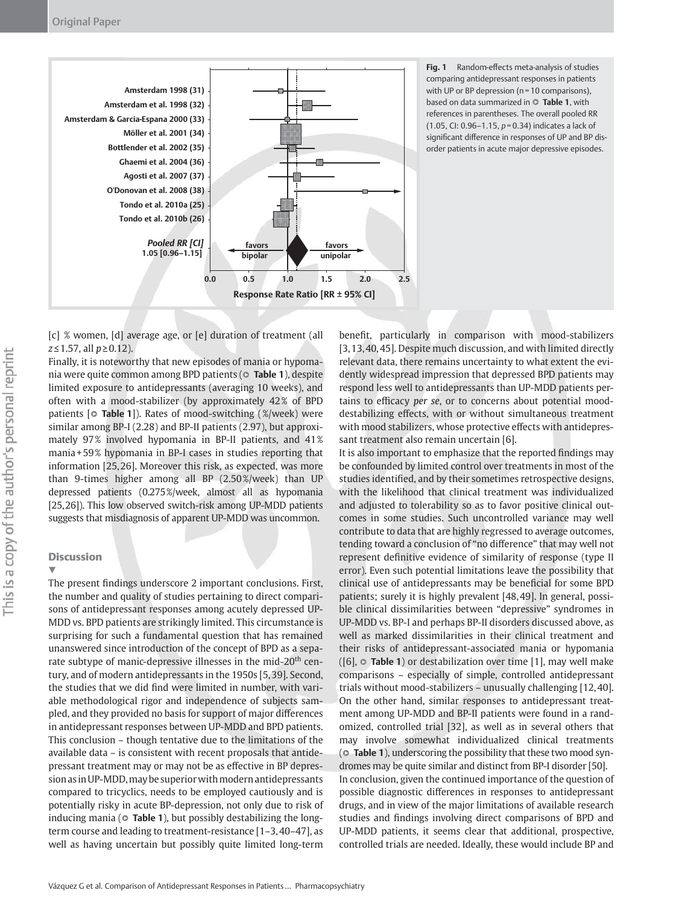Fig. 1 Random-effects meta-analysis of studies comparing antidepressant responses in patients with UP or BP depression (n = 10 comparisons), based on data summarized in **Table 1**, with references in parentheses. The overall pooled RR (1.05, CI: 0.96–1.15, $p = 0.34$) indicates a lack of significant difference in responses of UP and BP disorder patients in acute major depressive episodes.

[c] % women, [d] average age, or [e] duration of treatment (all $z \leq 1.57$, all $p \geq 0.12$).

Finally, it is noteworthy that new episodes of mania or hypomania were quite common among BPD patients (**Table 1**), despite limited exposure to antidepressants (averaging 10 weeks), and often with a mood-stabilizer (by approximately 42% of BPD patients [**Table 1**]). Rates of mood-switching (%/week) were similar among BP-I (2.28) and BP-II patients (2.97), but approximately 97% involved hypomania in BP-II patients, and 41% mania + 59% hypomania in BP-I cases in studies reporting that information [25,26]. Moreover this risk, as expected, was more than 9-times higher among all BP (2.50%/week) than UP depressed patients (0.275%/week, almost all as hypomania [25,26]). This low observed switch-risk among UP-MDD patients suggests that misdiagnosis of apparent UP-MDD was uncommon.

## Discussion

The present findings underscore 2 important conclusions. First, the number and quality of studies pertaining to direct comparisons of antidepressant responses among acutely depressed UP-MDD vs. BPD patients are strikingly limited. This circumstance is surprising for such a fundamental question that has remained unanswered since introduction of the concept of BPD as a separate subtype of manic-depressive illnesses in the mid-20th century, and of modern antidepressants in the 1950s [5,39]. Second, the studies that we did find were limited in number, with variable methodological rigor and independence of subjects sampled, and they provided no basis for support of major differences in antidepressant responses between UP-MDD and BPD patients. This conclusion – though tentative due to the limitations of the available data – is consistent with recent proposals that antidepressant treatment may or may not be as effective in BP depression as in UP-MDD, may be superior with modern antidepressants compared to tricyclics, needs to be employed cautiously and is potentially risky in acute BP-depression, not only due to risk of inducing mania (**Table 1**), but possibly destabilizing the long-term course and leading to treatment-resistance [1–3,40–47], as well as having uncertain but possibly quite limited long-term benefit, particularly in comparison with mood-stabilizers [3,13,40,45]. Despite much discussion, and with limited directly relevant data, there remains uncertainty to what extent the evidently widespread impression that depressed BPD patients may respond less well to antidepressants than UP-MDD patients pertains to efficacy *per se*, or to concerns about potential mood-destabilizing effects, with or without simultaneous treatment with mood stabilizers, whose protective effects with antidepressant treatment also remain uncertain [6].

It is also important to emphasize that the reported findings may be confounded by limited control over treatments in most of the studies identified, and by their sometimes retrospective designs, with the likelihood that clinical treatment was individualized and adjusted to tolerability so as to favor positive clinical outcomes in some studies. Such uncontrolled variance may well contribute to data that are highly regressed to average outcomes, tending toward a conclusion of "no difference" that may well not represent definitive evidence of similarity of response (type II error). Even such potential limitations leave the possibility that clinical use of antidepressants may be beneficial for some BPD patients; surely it is highly prevalent [48,49]. In general, possible clinical dissimilarities between "depressive" syndromes in UP-MDD vs. BP-I and perhaps BP-II disorders discussed above, as well as marked dissimilarities in their clinical treatment and their risks of antidepressant-associated mania or hypomania ([6], **Table 1**) or destabilization over time [1], may well make comparisons – especially of simple, controlled antidepressant trials without mood-stabilizers – unusually challenging [12,40]. On the other hand, similar responses to antidepressant treatment among UP-MDD and BP-II patients were found in a randomized, controlled trial [32], as well as in several others that may involve somewhat individualized clinical treatments (**Table 1**), underscoring the possibility that these two mood syndromes may be quite similar and distinct from BP-I disorder [50].

In conclusion, given the continued importance of the question of possible diagnostic differences in responses to antidepressant drugs, and in view of the major limitations of available research studies and findings involving direct comparisons of BPD and UP-MDD patients, it seems clear that additional, prospective, controlled trials are needed. Ideally, these would include BP and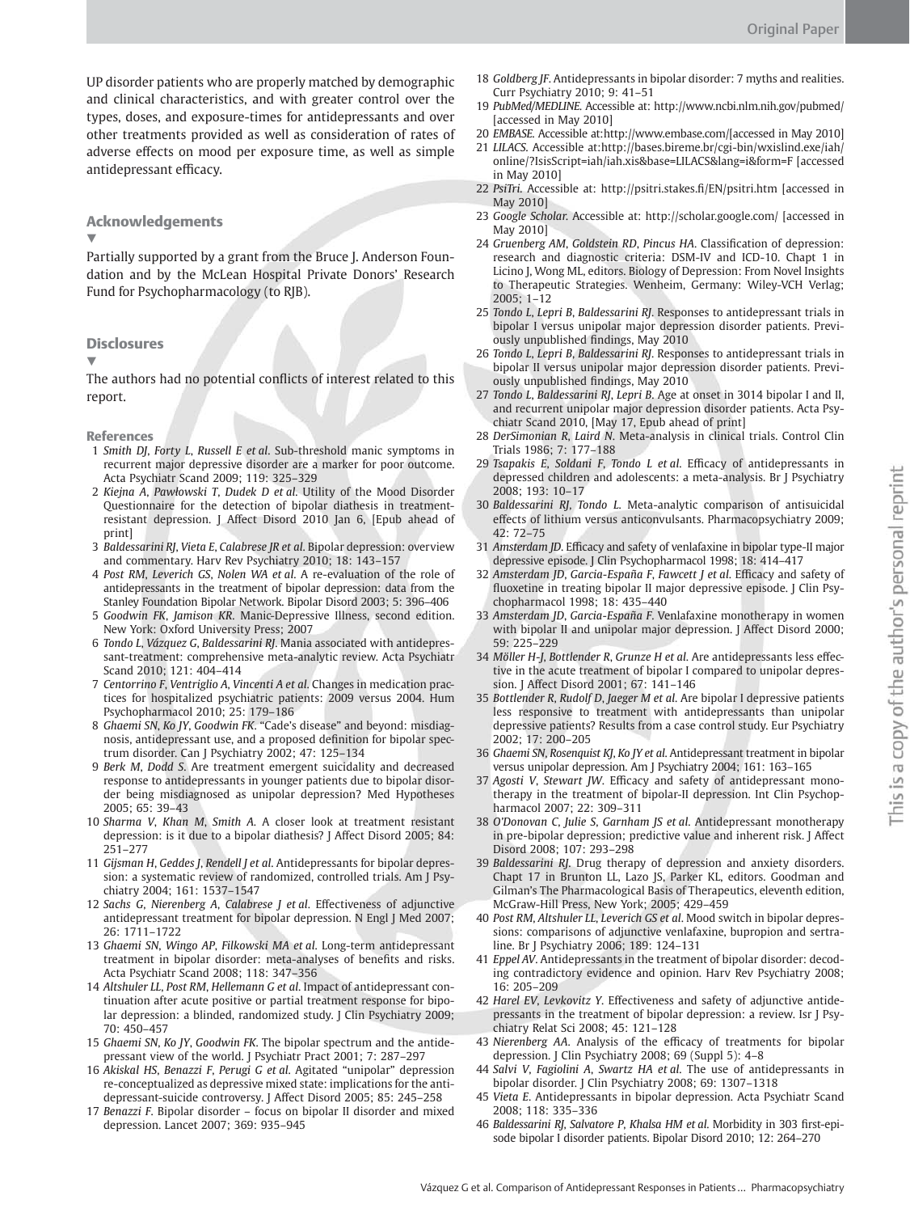UP disorder patients who are properly matched by demographic and clinical characteristics, and with greater control over the types, doses, and exposure-times for antidepressants and over other treatments provided as well as consideration of rates of adverse effects on mood per exposure time, as well as simple antidepressant efficacy.

## Acknowledgements

Partially supported by a grant from the Bruce J. Anderson Foundation and by the McLean Hospital Private Donors' Research Fund for Psychopharmacology (to RJB).

## Disclosures

The authors had no potential conflicts of interest related to this report.

## References

1. *Smith DJ, Forty L, Russell E et al.* Sub-threshold manic symptoms in recurrent major depressive disorder are a marker for poor outcome. Acta Psychiatr Scand 2009; 119: 325–329
2. *Kiejna A, Pawłowski T, Dudek D et al.* Utility of the Mood Disorder Questionnaire for the detection of bipolar diathesis in treatment-resistant depression. J Affect Disord 2010 Jan 6, [Epub ahead of print]
3. *Baldessarini RJ, Vieta E, Calabrese JR et al.* Bipolar depression: overview and commentary. Harv Rev Psychiatry 2010; 18: 143–157
4. *Post RM, Leverich GS, Nolen WA et al.* A re-evaluation of the role of antidepressants in the treatment of bipolar depression: data from the Stanley Foundation Bipolar Network. Bipolar Disord 2003; 5: 396–406
5. *Goodwin FK, Jamison KR.* Manic-Depressive Illness, second edition. New York: Oxford University Press; 2007
6. *Tondo L, Vázquez G, Baldessarini RJ.* Mania associated with antidepressant-treatment: comprehensive meta-analytic review. Acta Psychiatr Scand 2010; 121: 404–414
7. *Centorrino F, Ventriglio A, Vincenti A et al.* Changes in medication practices for hospitalized psychiatric patients: 2009 versus 2004. Hum Psychopharmacol 2010; 25: 179–186
8. *Ghaemi SN, Ko JY, Goodwin FK.* "Cade's disease" and beyond: misdiagnosis, antidepressant use, and a proposed definition for bipolar spectrum disorder. Can J Psychiatry 2002; 47: 125–134
9. *Berk M, Dodd S.* Are treatment emergent suicidality and decreased response to antidepressants in younger patients due to bipolar disorder being misdiagnosed as unipolar depression? Med Hypotheses 2005; 65: 39–43
10. *Sharma V, Khan M, Smith A.* A closer look at treatment resistant depression: is it due to a bipolar diathesis? J Affect Disord 2005; 84: 251–277
11. *Gijsman H, Geddes J, Rendell J et al.* Antidepressants for bipolar depression: a systematic review of randomized, controlled trials. Am J Psychiatry 2004; 161: 1537–1547
12. *Sachs G, Nierenberg A, Calabrese J et al.* Effectiveness of adjunctive antidepressant treatment for bipolar depression. N Engl J Med 2007; 26: 1711–1722
13. *Ghaemi SN, Wingo AP, Filkowski MA et al.* Long-term antidepressant treatment in bipolar disorder: meta-analyses of benefits and risks. Acta Psychiatr Scand 2008; 118: 347–356
14. *Altshuler LL, Post RM, Hellemann G et al.* Impact of antidepressant continuation after acute positive or partial treatment response for bipolar depression: a blinded, randomized study. J Clin Psychiatry 2009; 70: 450–457
15. *Ghaemi SN, Ko JY, Goodwin FK.* The bipolar spectrum and the antidepressant view of the world. J Psychiatr Pract 2001; 7: 287–297
16. *Akiskal HS, Benazzi F, Perugi G et al.* Agitated "unipolar" depression re-conceptualized as depressive mixed state: implications for the antidepressant-suicide controversy. J Affect Disord 2005; 85: 245–258
17. *Benazzi F.* Bipolar disorder – focus on bipolar II disorder and mixed depression. Lancet 2007; 369: 935–945
18. *Goldberg JF.* Antidepressants in bipolar disorder: 7 myths and realities. Curr Psychiatry 2010; 9: 41–51
19. *PubMed/MEDLINE.* Accessible at: http://www.ncbi.nlm.nih.gov/pubmed/ [accessed in May 2010]
20. *EMBASE.* Accessible at:http://www.embase.com/[accessed in May 2010]
21. *LILACS.* Accessible at:http://bases.bireme.br/cgi-bin/wxislind.exe/iah/online/?IsisScript=iah/iah.xis&base=LILACS&lang=i&form=F [accessed in May 2010]
22. *PsiTri.* Accessible at: http://psitri.stakes.fi/EN/psitri.htm [accessed in May 2010]
23. *Google Scholar.* Accessible at: http://scholar.google.com/ [accessed in May 2010]
24. *Gruenberg AM, Goldstein RD, Pincus HA.* Classification of depression: research and diagnostic criteria: DSM-IV and ICD-10. Chapt 1 in Licino J, Wong ML, editors. Biology of Depression: From Novel Insights to Therapeutic Strategies. Wenheim, Germany: Wiley-VCH Verlag; 2005; 1–12
25. *Tondo L, Lepri B, Baldessarini RJ.* Responses to antidepressant trials in bipolar I versus unipolar major depression disorder patients. Previously unpublished findings, May 2010
26. *Tondo L, Lepri B, Baldessarini RJ.* Responses to antidepressant trials in bipolar II versus unipolar major depression disorder patients. Previously unpublished findings, May 2010
27. *Tondo L, Baldessarini RJ, Lepri B.* Age at onset in 3014 bipolar I and II, and recurrent unipolar major depression disorder patients. Acta Psychiatr Scand 2010, [May 17, Epub ahead of print]
28. *DerSimonian R, Laird N.* Meta-analysis in clinical trials. Control Clin Trials 1986; 7: 177–188
29. *Tsapakis E, Soldani F, Tondo L et al.* Efficacy of antidepressants in depressed children and adolescents: a meta-analysis. Br J Psychiatry 2008; 193: 10–17
30. *Baldessarini RJ, Tondo L.* Meta-analytic comparison of antisuicidal effects of lithium versus anticonvulsants. Pharmacopsychiatry 2009; 42: 72–75
31. *Amsterdam JD.* Efficacy and safety of venlafaxine in bipolar type-II major depressive episode. J Clin Psychopharmacol 1998; 18: 414–417
32. *Amsterdam JD, Garcia-España F, Fawcett J et al.* Efficacy and safety of fluoxetine in treating bipolar II major depressive episode. J Clin Psychopharmacol 1998; 18: 435–440
33. *Amsterdam JD, Garcia-España F.* Venlafaxine monotherapy in women with bipolar II and unipolar major depression. J Affect Disord 2000; 59: 225–229
34. *Möller H-J, Bottlender R, Grunze H et al.* Are antidepressants less effective in the acute treatment of bipolar I compared to unipolar depression. J Affect Disord 2001; 67: 141–146
35. *Bottlender R, Rudolf D, Jaeger M et al.* Are bipolar I depressive patients less responsive to treatment with antidepressants than unipolar depressive patients? Results from a case control study. Eur Psychiatry 2002; 17: 200–205
36. *Ghaemi SN, Rosenquist KJ, Ko JY et al.* Antidepressant treatment in bipolar versus unipolar depression. Am J Psychiatry 2004; 161: 163–165
37. *Agosti V, Stewart JW.* Efficacy and safety of antidepressant monotherapy in the treatment of bipolar-II depression. Int Clin Psychopharmacol 2007; 22: 309–311
38. *O'Donovan C, Julie S, Garnham JS et al.* Antidepressant monotherapy in pre-bipolar depression; predictive value and inherent risk. J Affect Disord 2008; 107: 293–298
39. *Baldessarini RJ.* Drug therapy of depression and anxiety disorders. Chapt 17 in Brunton LL, Lazo JS, Parker KL, editors. Goodman and Gilman's The Pharmacological Basis of Therapeutics, eleventh edition, McGraw-Hill Press, New York; 2005; 429–459
40. *Post RM, Altshuler LL, Leverich GS et al.* Mood switch in bipolar depressions: comparisons of adjunctive venlafaxine, bupropion and sertraline. Br J Psychiatry 2006; 189: 124–131
41. *Eppel AV.* Antidepressants in the treatment of bipolar disorder: decoding contradictory evidence and opinion. Harv Rev Psychiatry 2008; 16: 205–209
42. *Harel EV, Levkovitz Y.* Effectiveness and safety of adjunctive antidepressants in the treatment of bipolar depression: a review. Isr J Psychiatry Relat Sci 2008; 45: 121–128
43. *Nierenberg AA.* Analysis of the efficacy of treatments for bipolar depression. J Clin Psychiatry 2008; 69 (Suppl 5): 4–8
44. *Salvi V, Fagiolini A, Swartz HA et al.* The use of antidepressants in bipolar disorder. J Clin Psychiatry 2008; 69: 1307–1318
45. *Vieta E.* Antidepressants in bipolar depression. Acta Psychiatr Scand 2008; 118: 335–336
46. *Baldessarini RJ, Salvatore P, Khalsa HM et al.* Morbidity in 303 first-episode bipolar I disorder patients. Bipolar Disord 2010; 12: 264–270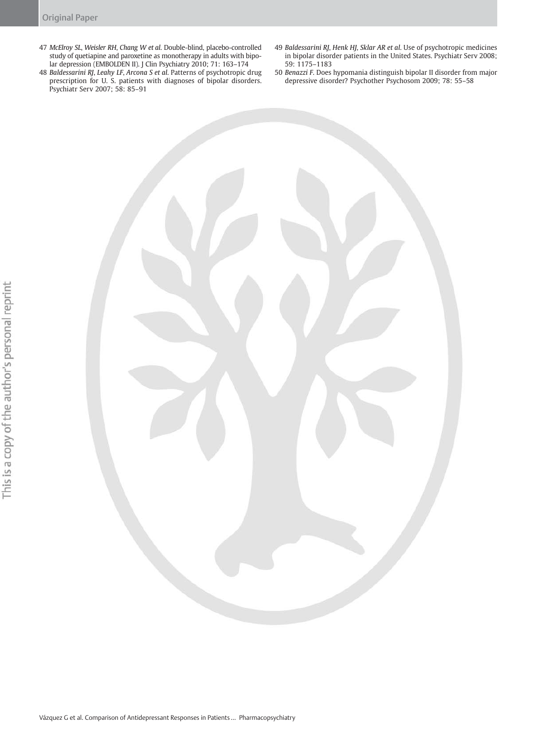47 *McElroy SL, Weisler RH, Chang W et al.* Double-blind, placebo-controlled study of quetiapine and paroxetine as monotherapy in adults with bipolar depression (EMBOLDEN II). J Clin Psychiatry 2010; 71: 163–174

48 *Baldessarini RJ, Leahy LF, Arcona S et al.* Patterns of psychotropic drug prescription for U. S. patients with diagnoses of bipolar disorders. Psychiatr Serv 2007; 58: 85–91

49 *Baldessarini RJ, Henk HJ, Sklar AR et al.* Use of psychotropic medicines in bipolar disorder patients in the United States. Psychiatr Serv 2008; 59: 1175–1183

50 *Benazzi F.* Does hypomania distinguish bipolar II disorder from major depressive disorder? Psychother Psychosom 2009; 78: 55–58